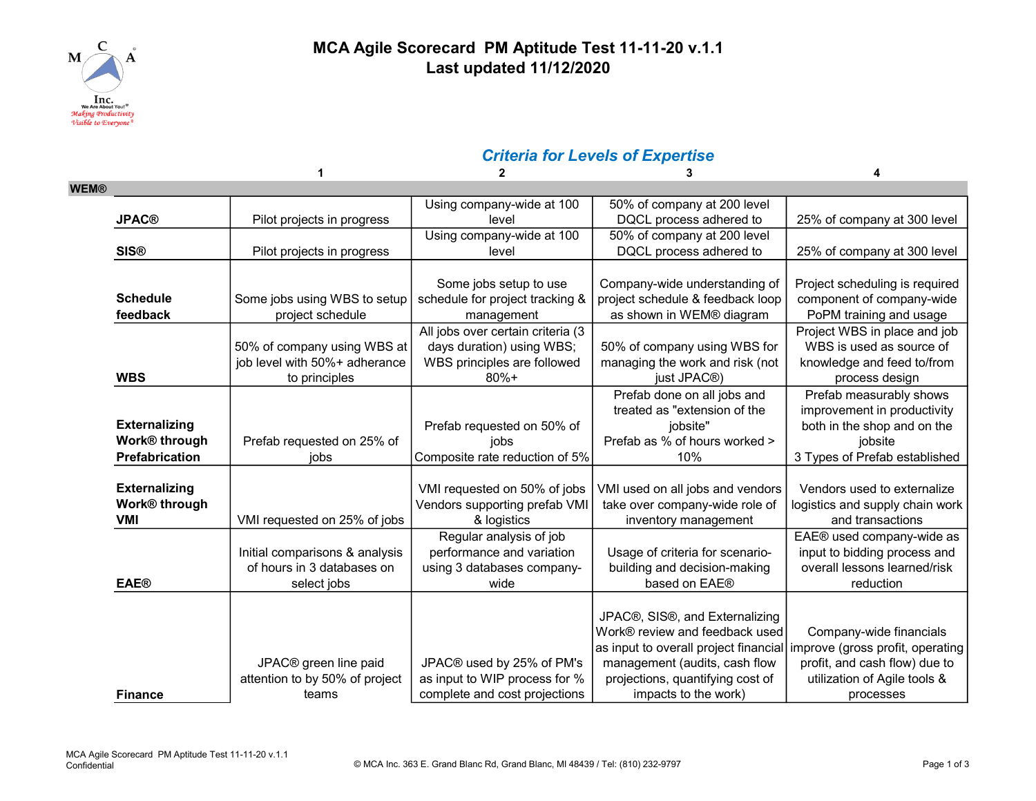# MCA Agile Scorecard PM Aptitude Test 11-11-20 v.1.1
## Last updated 11/12/2020

### *Criteria for Levels of Expertise*

| | 1 | 2 | 3 | 4 |
|---|---|---|---|---|
| **WEM®** | | | | |
| **JPAC®** | Pilot projects in progress | Using company-wide at 100 level | 50% of company at 200 level DQCL process adhered to | 25% of company at 300 level |
| **SIS®** | Pilot projects in progress | Using company-wide at 100 level | 50% of company at 200 level DQCL process adhered to | 25% of company at 300 level |
| **Schedule feedback** | Some jobs using WBS to setup project schedule | Some jobs setup to use schedule for project tracking & management | Company-wide understanding of project schedule & feedback loop as shown in WEM® diagram | Project scheduling is required component of company-wide PoPM training and usage |
| **WBS** | 50% of company using WBS at job level with 50%+ adherance to principles | All jobs over certain criteria (3 days duration) using WBS; WBS principles are followed 80%+ | 50% of company using WBS for managing the work and risk (not just JPAC®) | Project WBS in place and job WBS is used as source of knowledge and feed to/from process design |
| **Externalizing Work® through Prefabrication** | Prefab requested on 25% of jobs | Prefab requested on 50% of jobs Composite rate reduction of 5% | Prefab done on all jobs and treated as "extension of the jobsite" Prefab as % of hours worked > 10% | Prefab measurably shows improvement in productivity both in the shop and on the jobsite 3 Types of Prefab established |
| **Externalizing Work® through VMI** | VMI requested on 25% of jobs | VMI requested on 50% of jobs Vendors supporting prefab VMI & logistics | VMI used on all jobs and vendors take over company-wide role of inventory management | Vendors used to externalize logistics and supply chain work and transactions |
| **EAE®** | Initial comparisons & analysis of hours in 3 databases on select jobs | Regular analysis of job performance and variation using 3 databases company-wide | Usage of criteria for scenario-building and decision-making based on EAE® | EAE® used company-wide as input to bidding process and overall lessons learned/risk reduction |
| **Finance** | JPAC® green line paid attention to by 50% of project teams | JPAC® used by 25% of PM's as input to WIP process for % complete and cost projections | JPAC®, SIS®, and Externalizing Work® review and feedback used as input to overall project financial management (audits, cash flow projections, quantifying cost of impacts to the work) | Company-wide financials improve (gross profit, operating profit, and cash flow) due to utilization of Agile tools & processes |

MCA Agile Scorecard PM Aptitude Test 11-11-20 v.1.1
Confidential

© MCA Inc. 363 E. Grand Blanc Rd, Grand Blanc, MI 48439 / Tel: (810) 232-9797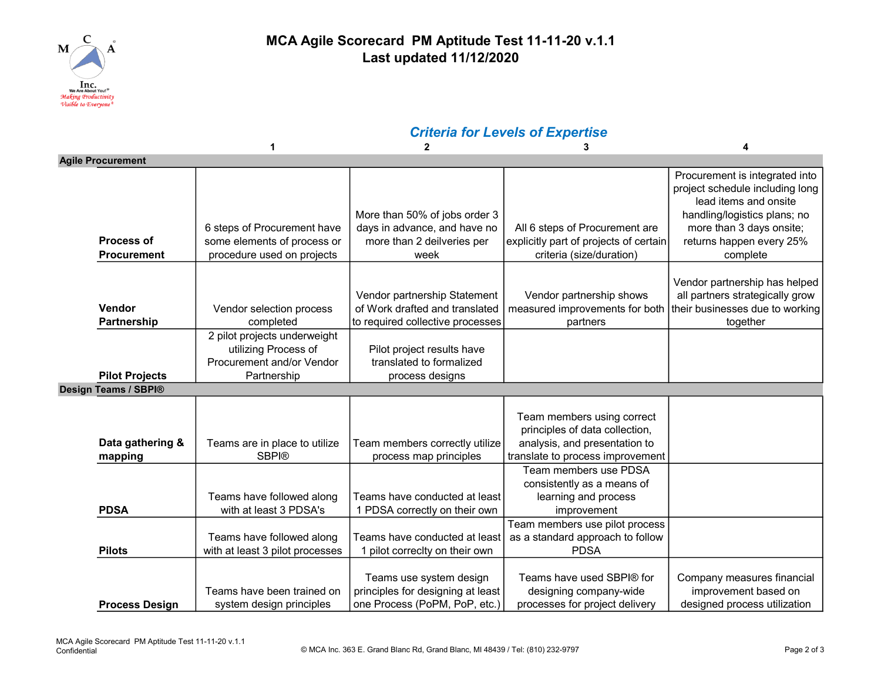# MCA Agile Scorecard PM Aptitude Test 11-11-20 v.1.1

## Last updated 11/12/2020

### *Criteria for Levels of Expertise*

| | 1 | 2 | 3 | 4 |
|---|---|---|---|---|
| **Agile Procurement** | | | | |
| **Process of Procurement** | 6 steps of Procurement have some elements of process or procedure used on projects | More than 50% of jobs order 3 days in advance, and have no more than 2 deilveries per week | All 6 steps of Procurement are explicitly part of projects of certain criteria (size/duration) | Procurement is integrated into project schedule including long lead items and onsite handling/logistics plans; no more than 3 days onsite; returns happen every 25% complete |
| **Vendor Partnership** | Vendor selection process completed | Vendor partnership Statement of Work drafted and translated to required collective processes | Vendor partnership shows measured improvements for both partners | Vendor partnership has helped all partners strategically grow their businesses due to working together |
| **Pilot Projects** | 2 pilot projects underweight utilizing Process of Procurement and/or Vendor Partnership | Pilot project results have translated to formalized process designs | | |
| **Design Teams / SBPI®** | | | | |
| **Data gathering & mapping** | Teams are in place to utilize SBPI® | Team members correctly utilize process map principles | Team members using correct principles of data collection, analysis, and presentation to translate to process improvement | |
| **PDSA** | Teams have followed along with at least 3 PDSA's | Teams have conducted at least 1 PDSA correctly on their own | Team members use PDSA consistently as a means of learning and process improvement | |
| **Pilots** | Teams have followed along with at least 3 pilot processes | Teams have conducted at least 1 pilot correclty on their own | Team members use pilot process as a standard approach to follow PDSA | |
| **Process Design** | Teams have been trained on system design principles | Teams use system design principles for designing at least one Process (PoPM, PoP, etc.) | Teams have used SBPI® for designing company-wide processes for project delivery | Company measures financial improvement based on designed process utilization |

MCA Agile Scorecard PM Aptitude Test 11-11-20 v.1.1
Confidential

© MCA Inc. 363 E. Grand Blanc Rd, Grand Blanc, MI 48439 / Tel: (810) 232-9797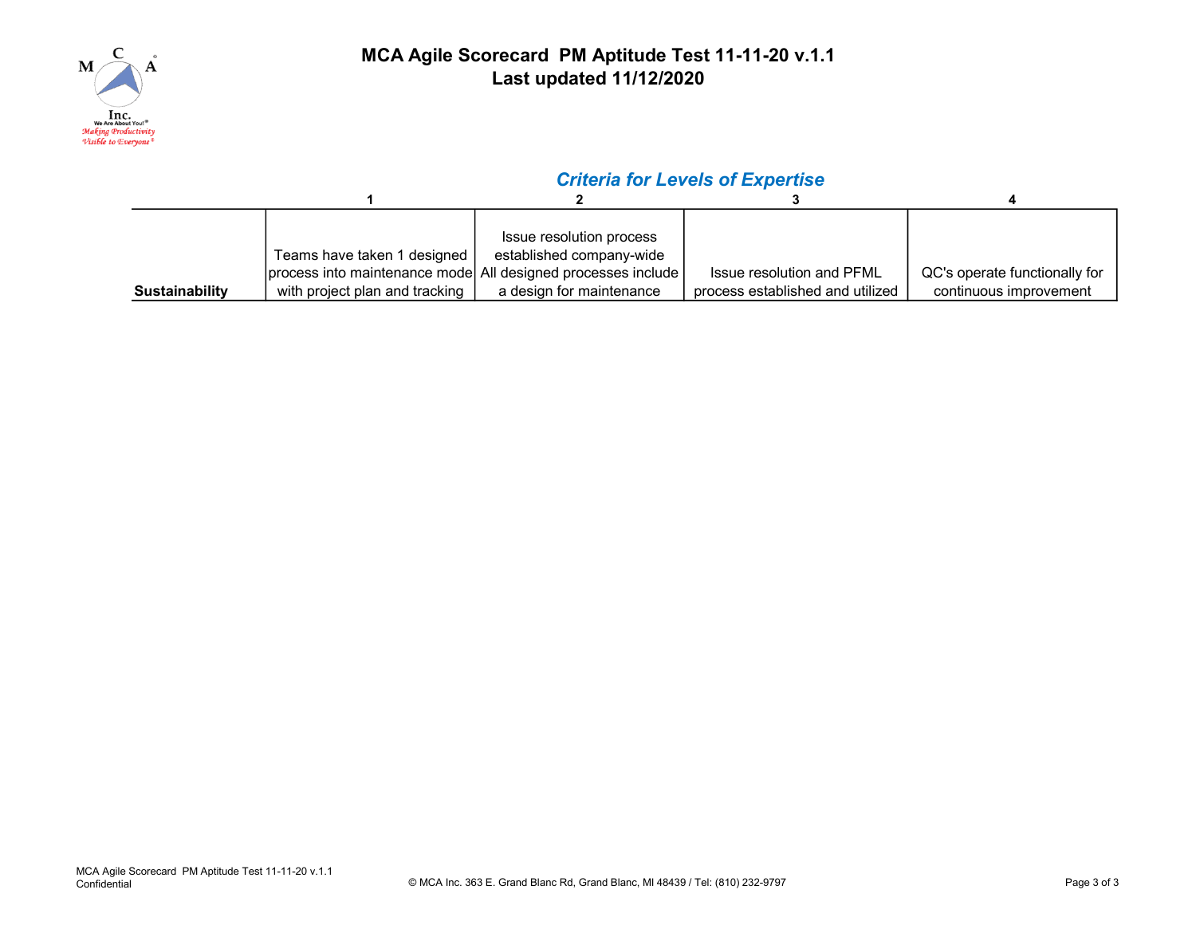# MCA Agile Scorecard PM Aptitude Test 11-11-20 v.1.1
## Last updated 11/12/2020

*Criteria for Levels of Expertise*

| | 1 | 2 | 3 | 4 |
|---|---|---|---|---|
| **Sustainability** | Teams have taken 1 designed process into maintenance mode with project plan and tracking | Issue resolution process established company-wide All designed processes include a design for maintenance | Issue resolution and PFML process established and utilized | QC's operate functionally for continuous improvement |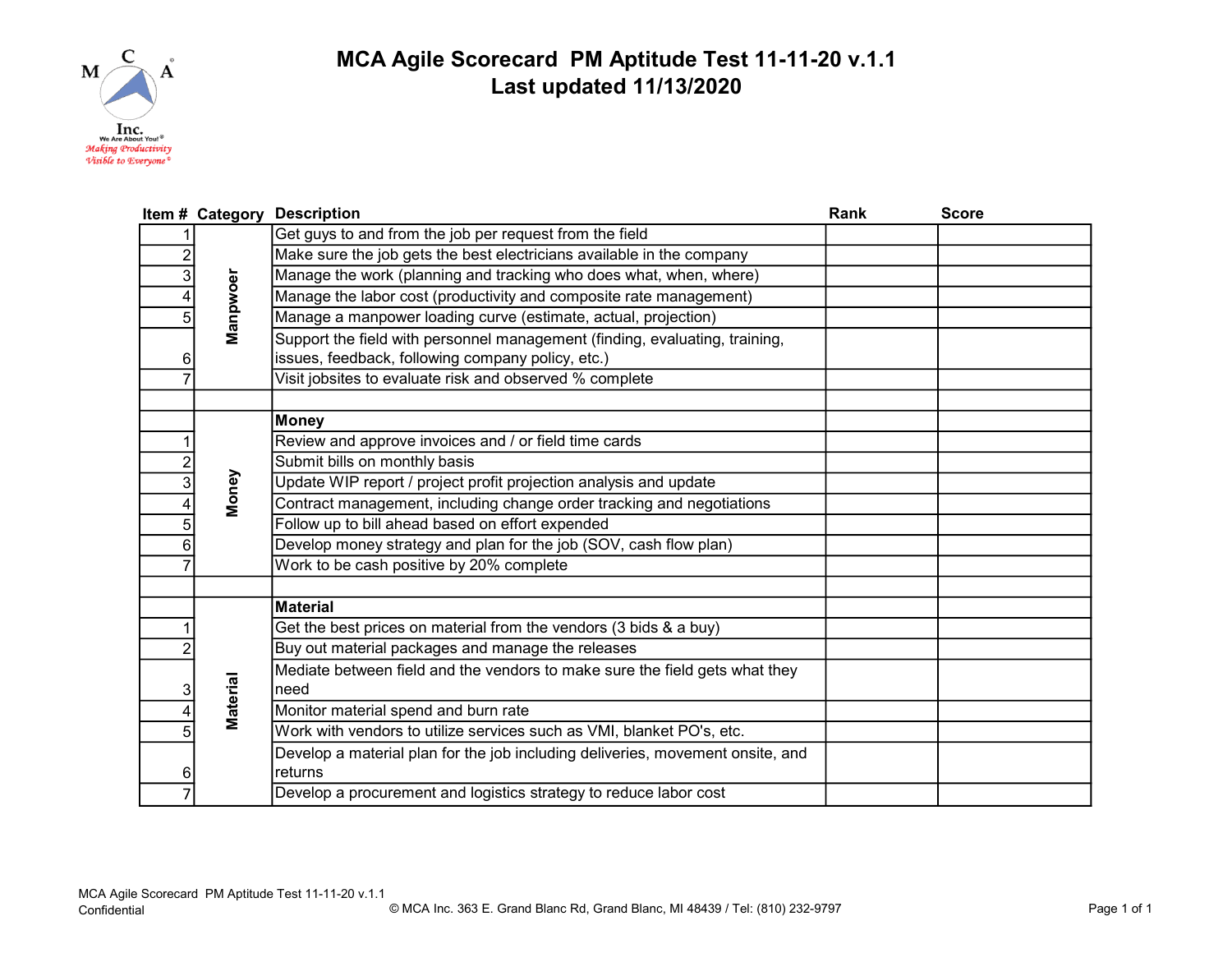# MCA Agile Scorecard  PM Aptitude Test 11-11-20 v.1.1
## Last updated 11/13/2020

| Item # | Category | Description | Rank | Score |
|---|---|---|---|---|
| 1 | Manpwoer | Get guys to and from the job per request from the field | | |
| 2 | | Make sure the job gets the best electricians available in the company | | |
| 3 | | Manage the work (planning and tracking who does what, when, where) | | |
| 4 | | Manage the labor cost (productivity and composite rate management) | | |
| 5 | | Manage a manpower loading curve (estimate, actual, projection) | | |
| 6 | | Support the field with personnel management (finding, evaluating, training, issues, feedback, following company policy, etc.) | | |
| 7 | | Visit jobsites to evaluate risk and observed % complete | | |
| | | | | |
| | Money | **Money** | | |
| 1 | | Review and approve invoices and / or field time cards | | |
| 2 | | Submit bills on monthly basis | | |
| 3 | | Update WIP report / project profit projection analysis and update | | |
| 4 | | Contract management, including change order tracking and negotiations | | |
| 5 | | Follow up to bill ahead based on effort expended | | |
| 6 | | Develop money strategy and plan for the job (SOV, cash flow plan) | | |
| 7 | | Work to be cash positive by 20% complete | | |
| | | | | |
| | Material | **Material** | | |
| 1 | | Get the best prices on material from the vendors (3 bids & a buy) | | |
| 2 | | Buy out material packages and manage the releases | | |
| 3 | | Mediate between field and the vendors to make sure the field gets what they need | | |
| 4 | | Monitor material spend and burn rate | | |
| 5 | | Work with vendors to utilize services such as VMI, blanket PO's, etc. | | |
| 6 | | Develop a material plan for the job including deliveries, movement onsite, and returns | | |
| 7 | | Develop a procurement and logistics strategy to reduce labor cost | | |

MCA Agile Scorecard  PM Aptitude Test 11-11-20 v.1.1
Confidential

© MCA Inc. 363 E. Grand Blanc Rd, Grand Blanc, MI 48439 / Tel: (810) 232-9797